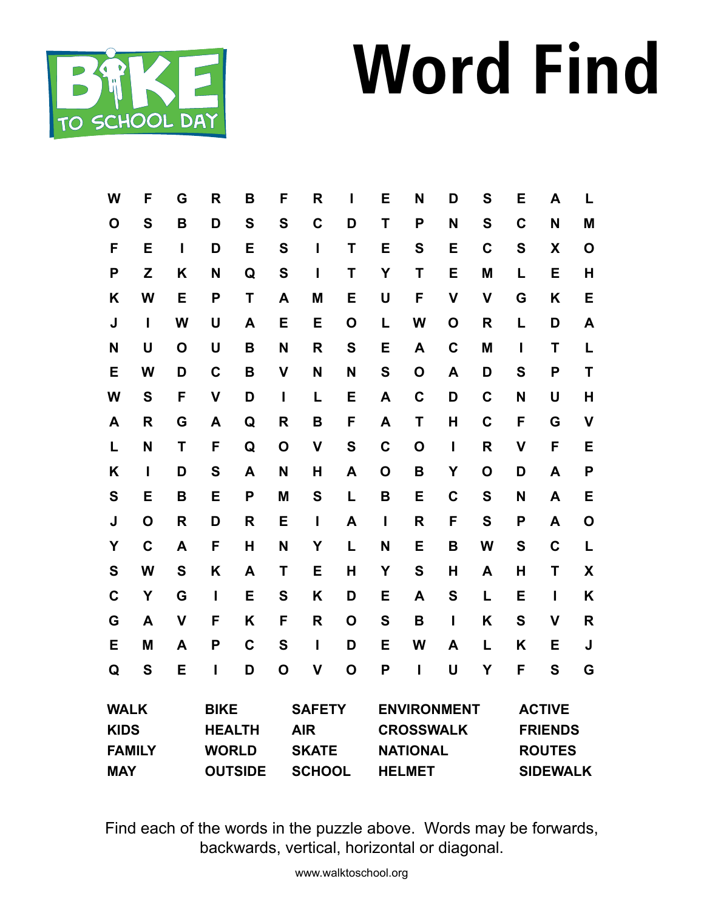BIKE TO SCHOOL DAY

# Word Find

| | | | | | | | | | | | | | | |
|---|---|---|---|---|---|---|---|---|---|---|---|---|---|---|
| W | F | G | R | B | F | R | I | E | N | D | S | E | A | L |
| O | S | B | D | S | S | C | D | T | P | N | S | C | N | M |
| F | E | I | D | E | S | I | T | E | S | E | C | S | X | O |
| P | Z | K | N | Q | S | I | T | Y | T | E | M | L | E | H |
| K | W | E | P | T | A | M | E | U | F | V | V | G | K | E |
| J | I | W | U | A | E | E | O | L | W | O | R | L | D | A |
| N | U | O | U | B | N | R | S | E | A | C | M | I | T | L |
| E | W | D | C | B | V | N | N | S | O | A | D | S | P | T |
| W | S | F | V | D | I | L | E | A | C | D | C | N | U | H |
| A | R | G | A | Q | R | B | F | A | T | H | C | F | G | V |
| L | N | T | F | Q | O | V | S | C | O | I | R | V | F | E |
| K | I | D | S | A | N | H | A | O | B | Y | O | D | A | P |
| S | E | B | E | P | M | S | L | B | E | C | S | N | A | E |
| J | O | R | D | R | E | I | A | I | R | F | S | P | A | O |
| Y | C | A | F | H | N | Y | L | N | E | B | W | S | C | L |
| S | W | S | K | A | T | E | H | Y | S | H | A | H | T | X |
| C | Y | G | I | E | S | K | D | E | A | S | L | E | I | K |
| G | A | V | F | K | F | R | O | S | B | I | K | S | V | R |
| E | M | A | P | C | S | I | D | E | W | A | L | K | E | J |
| Q | S | E | I | D | O | V | O | P | I | U | Y | F | S | G |

| | | | | |
|---|---|---|---|---|
| **WALK** | **BIKE** | **SAFETY** | **ENVIRONMENT** | **ACTIVE** |
| **KIDS** | **HEALTH** | **AIR** | **CROSSWALK** | **FRIENDS** |
| **FAMILY** | **WORLD** | **SKATE** | **NATIONAL** | **ROUTES** |
| **MAY** | **OUTSIDE** | **SCHOOL** | **HELMET** | **SIDEWALK** |

Find each of the words in the puzzle above. Words may be forwards, backwards, vertical, horizontal or diagonal.

www.walktoschool.org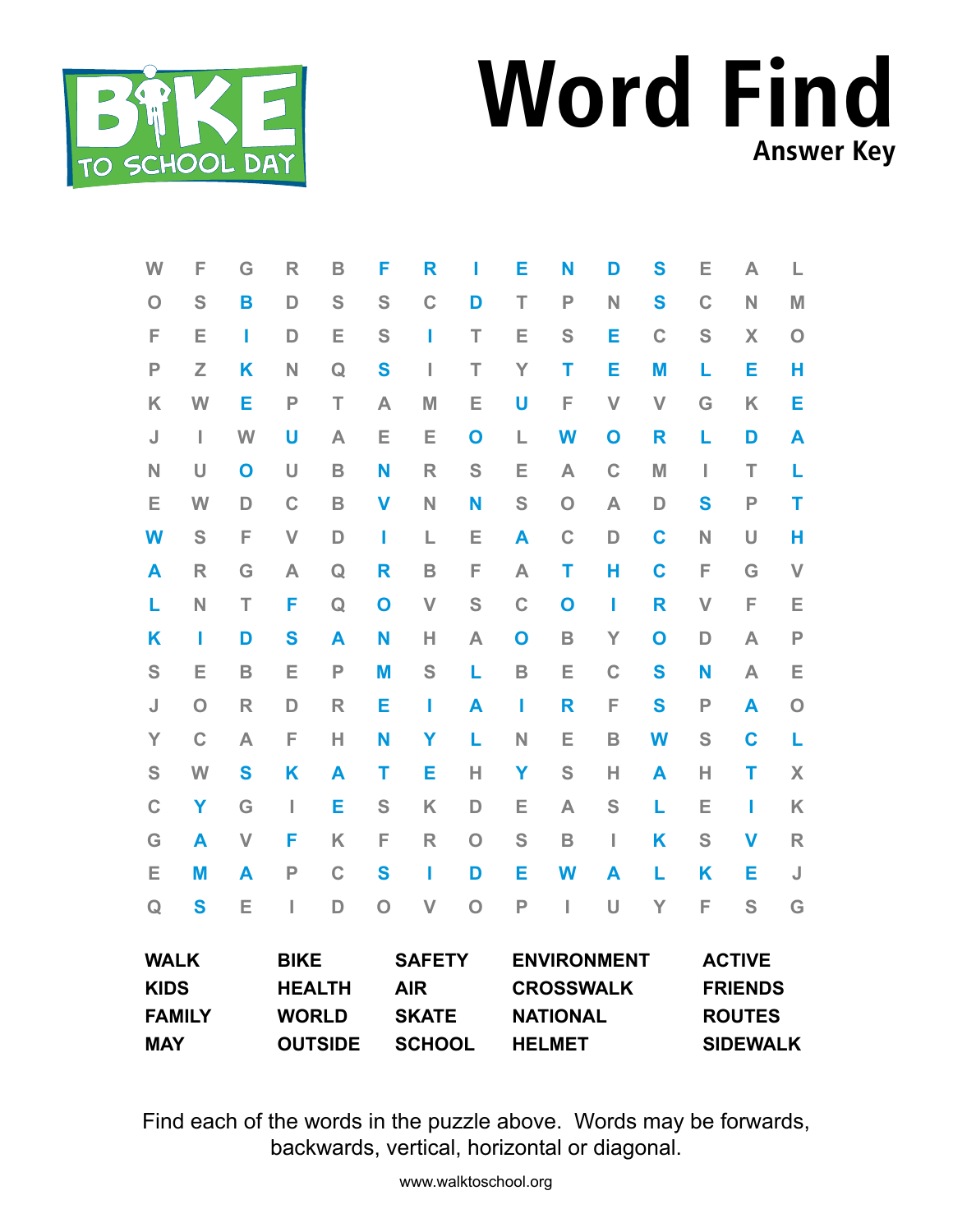BIKE TO SCHOOL DAY

# Word Find

## Answer Key

| | | | | | | | | | | | | | | |
|---|---|---|---|---|---|---|---|---|---|---|---|---|---|---|
| W | F | G | R | B | F | R | I | E | N | D | S | E | A | L |
| O | S | B | D | S | S | C | D | T | P | N | S | C | N | M |
| F | E | I | D | E | S | I | T | E | S | E | C | S | X | O |
| P | Z | K | N | Q | S | I | T | Y | T | E | M | L | E | H |
| K | W | E | P | T | A | M | E | U | F | V | V | G | K | E |
| J | I | W | U | A | E | E | O | L | W | O | R | L | D | A |
| N | U | O | U | B | N | R | S | E | A | C | M | I | T | L |
| E | W | D | C | B | V | N | N | S | O | A | D | S | P | T |
| W | S | F | V | D | I | L | E | A | C | D | C | N | U | H |
| A | R | G | A | Q | R | B | F | A | T | H | C | F | G | V |
| L | N | T | F | Q | O | V | S | C | O | I | R | V | F | E |
| K | I | D | S | A | N | H | A | O | B | Y | O | D | A | P |
| S | E | B | E | P | M | S | L | B | E | C | S | N | A | E |
| J | O | R | D | R | E | I | A | I | R | F | S | P | A | O |
| Y | C | A | F | H | N | Y | L | N | E | B | W | S | C | L |
| S | W | S | K | A | T | E | H | Y | S | H | A | H | T | X |
| C | Y | G | I | E | S | K | D | E | A | S | L | E | I | K |
| G | A | V | F | K | F | R | O | S | B | I | K | S | V | R |
| E | M | A | P | C | S | I | D | E | W | A | L | K | E | J |
| Q | S | E | I | D | O | V | O | P | I | U | Y | F | S | G |

| | | | | |
|---|---|---|---|---|
| WALK | BIKE | SAFETY | ENVIRONMENT | ACTIVE |
| KIDS | HEALTH | AIR | CROSSWALK | FRIENDS |
| FAMILY | WORLD | SKATE | NATIONAL | ROUTES |
| MAY | OUTSIDE | SCHOOL | HELMET | SIDEWALK |

Find each of the words in the puzzle above. Words may be forwards, backwards, vertical, horizontal or diagonal.

www.walktoschool.org